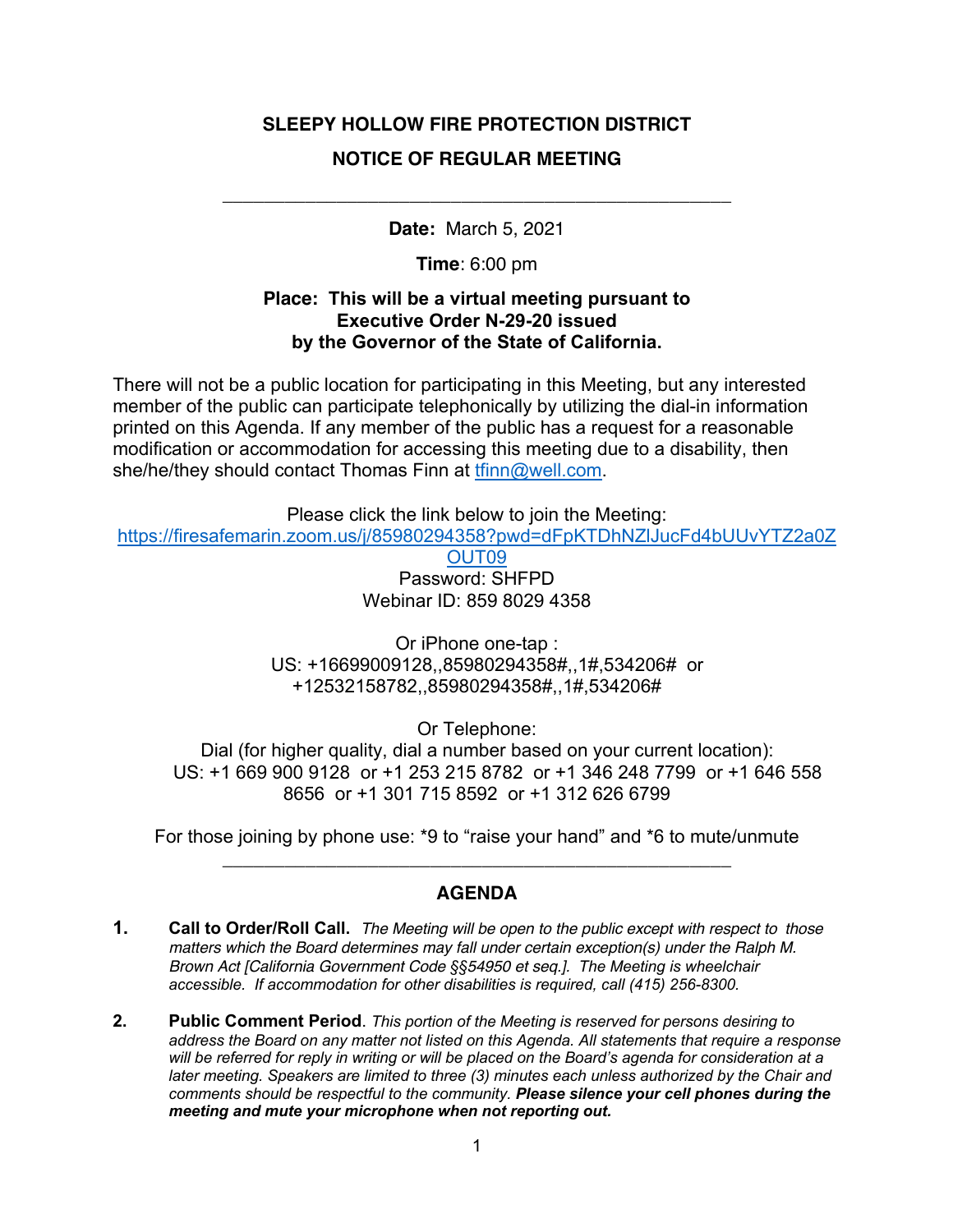# SLEEPY HOLLOW FIRE PROTECTION DISTRICT

## NOTICE OF REGULAR MEETING

---

**Date:** March 5, 2021

**Time**: 6:00 pm

**Place: This will be a virtual meeting pursuant to Executive Order N-29-20 issued by the Governor of the State of California.**

There will not be a public location for participating in this Meeting, but any interested member of the public can participate telephonically by utilizing the dial-in information printed on this Agenda. If any member of the public has a request for a reasonable modification or accommodation for accessing this meeting due to a disability, then she/he/they should contact Thomas Finn at tfinn@well.com.

Please click the link below to join the Meeting:
https://firesafemarin.zoom.us/j/85980294358?pwd=dFpKTDhNZlJucFd4bUUvYTZ2a0ZOUT09
Password: SHFPD
Webinar ID: 859 8029 4358

Or iPhone one-tap :
US: +16699009128,,85980294358#,,1#,534206# or +12532158782,,85980294358#,,1#,534206#

Or Telephone:
Dial (for higher quality, dial a number based on your current location):
US: +1 669 900 9128 or +1 253 215 8782 or +1 346 248 7799 or +1 646 558 8656 or +1 301 715 8592 or +1 312 626 6799

For those joining by phone use: *9 to "raise your hand" and *6 to mute/unmute

---

## AGENDA

1. **Call to Order/Roll Call.** *The Meeting will be open to the public except with respect to those matters which the Board determines may fall under certain exception(s) under the Ralph M. Brown Act [California Government Code §§54950 et seq.]. The Meeting is wheelchair accessible. If accommodation for other disabilities is required, call (415) 256-8300.*

2. **Public Comment Period**. *This portion of the Meeting is reserved for persons desiring to address the Board on any matter not listed on this Agenda. All statements that require a response will be referred for reply in writing or will be placed on the Board's agenda for consideration at a later meeting. Speakers are limited to three (3) minutes each unless authorized by the Chair and comments should be respectful to the community.* ***Please silence your cell phones during the meeting and mute your microphone when not reporting out.***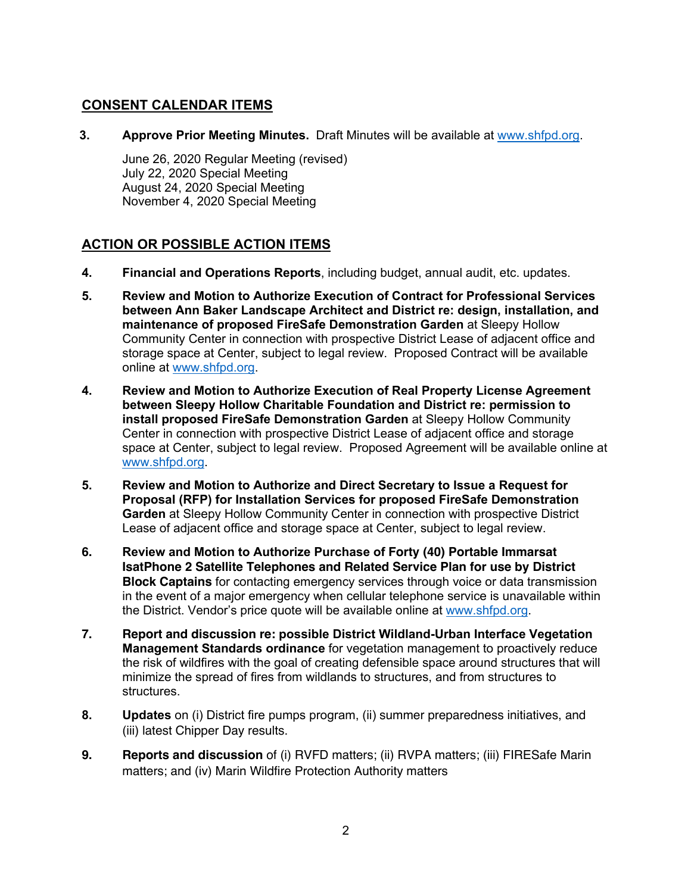## CONSENT CALENDAR ITEMS

**3.** **Approve Prior Meeting Minutes.** Draft Minutes will be available at www.shfpd.org.

June 26, 2020 Regular Meeting (revised)
July 22, 2020 Special Meeting
August 24, 2020 Special Meeting
November 4, 2020 Special Meeting

## ACTION OR POSSIBLE ACTION ITEMS

**4.** **Financial and Operations Reports**, including budget, annual audit, etc. updates.

**5.** **Review and Motion to Authorize Execution of Contract for Professional Services between Ann Baker Landscape Architect and District re: design, installation, and maintenance of proposed FireSafe Demonstration Garden** at Sleepy Hollow Community Center in connection with prospective District Lease of adjacent office and storage space at Center, subject to legal review. Proposed Contract will be available online at www.shfpd.org.

**4.** **Review and Motion to Authorize Execution of Real Property License Agreement between Sleepy Hollow Charitable Foundation and District re: permission to install proposed FireSafe Demonstration Garden** at Sleepy Hollow Community Center in connection with prospective District Lease of adjacent office and storage space at Center, subject to legal review. Proposed Agreement will be available online at www.shfpd.org.

**5.** **Review and Motion to Authorize and Direct Secretary to Issue a Request for Proposal (RFP) for Installation Services for proposed FireSafe Demonstration Garden** at Sleepy Hollow Community Center in connection with prospective District Lease of adjacent office and storage space at Center, subject to legal review.

**6.** **Review and Motion to Authorize Purchase of Forty (40) Portable Immarsat IsatPhone 2 Satellite Telephones and Related Service Plan for use by District Block Captains** for contacting emergency services through voice or data transmission in the event of a major emergency when cellular telephone service is unavailable within the District. Vendor's price quote will be available online at www.shfpd.org.

**7.** **Report and discussion re: possible District Wildland-Urban Interface Vegetation Management Standards ordinance** for vegetation management to proactively reduce the risk of wildfires with the goal of creating defensible space around structures that will minimize the spread of fires from wildlands to structures, and from structures to structures.

**8.** **Updates** on (i) District fire pumps program, (ii) summer preparedness initiatives, and (iii) latest Chipper Day results.

**9.** **Reports and discussion** of (i) RVFD matters; (ii) RVPA matters; (iii) FIRESafe Marin matters; and (iv) Marin Wildfire Protection Authority matters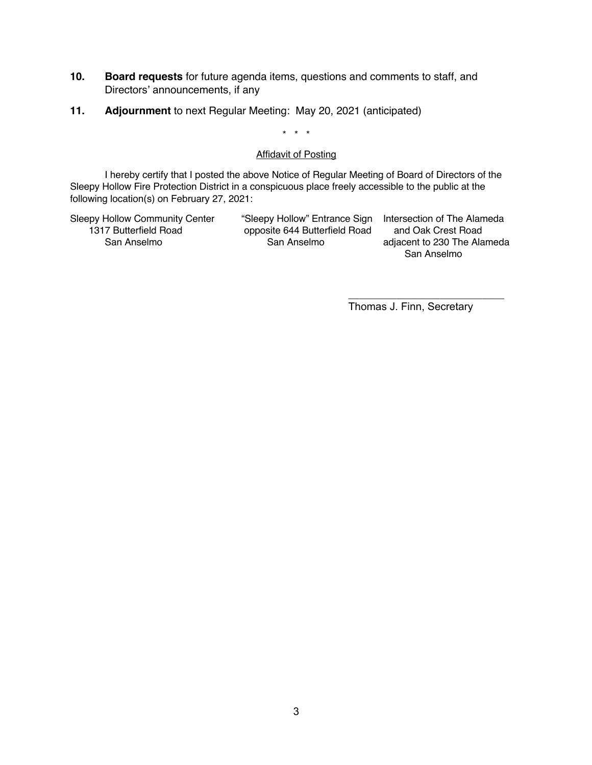**10.** **Board requests** for future agenda items, questions and comments to staff, and Directors' announcements, if any

**11.** **Adjournment** to next Regular Meeting: May 20, 2021 (anticipated)

\* \* \*

Affidavit of Posting

I hereby certify that I posted the above Notice of Regular Meeting of Board of Directors of the Sleepy Hollow Fire Protection District in a conspicuous place freely accessible to the public at the following location(s) on February 27, 2021:

| | | |
|---|---|---|
| Sleepy Hollow Community Center<br>1317 Butterfield Road<br>San Anselmo | "Sleepy Hollow" Entrance Sign<br>opposite 644 Butterfield Road<br>San Anselmo | Intersection of The Alameda<br>and Oak Crest Road<br>adjacent to 230 The Alameda<br>San Anselmo |

\_\_\_\_\_\_\_\_\_\_\_\_\_\_\_\_\_\_\_\_\_\_\_\_\_\_\_\_

Thomas J. Finn, Secretary